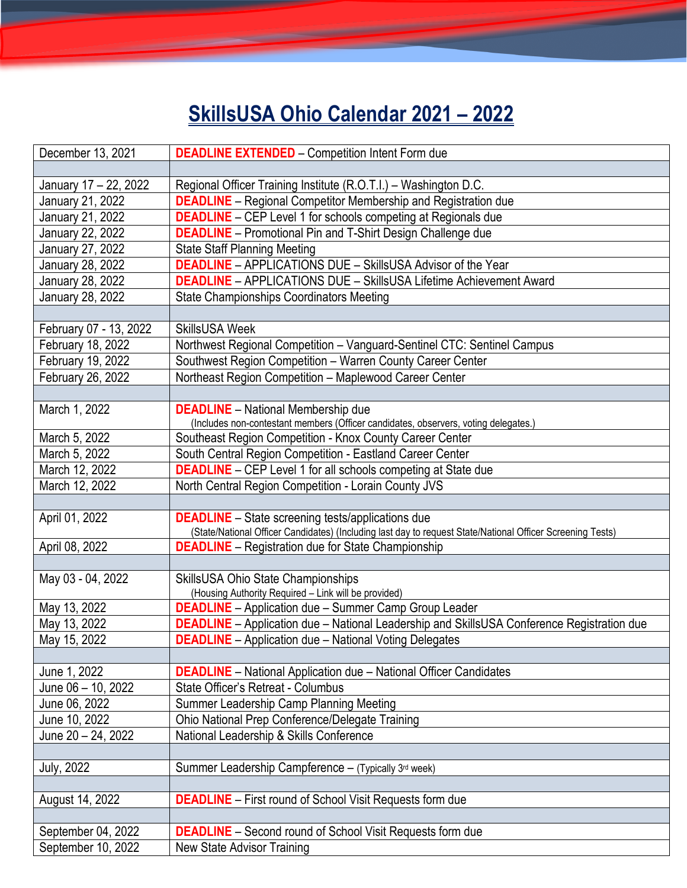# SkillsUSA Ohio Calendar 2021 – 2022

| Date | Event |
|---|---|
| December 13, 2021 | **DEADLINE EXTENDED** – Competition Intent Form due |
| | |
| January 17 – 22, 2022 | Regional Officer Training Institute (R.O.T.I.) – Washington D.C. |
| January 21, 2022 | **DEADLINE** – Regional Competitor Membership and Registration due |
| January 21, 2022 | **DEADLINE** – CEP Level 1 for schools competing at Regionals due |
| January 22, 2022 | **DEADLINE** – Promotional Pin and T-Shirt Design Challenge due |
| January 27, 2022 | State Staff Planning Meeting |
| January 28, 2022 | **DEADLINE** – APPLICATIONS DUE – SkillsUSA Advisor of the Year |
| January 28, 2022 | **DEADLINE** – APPLICATIONS DUE – SkillsUSA Lifetime Achievement Award |
| January 28, 2022 | State Championships Coordinators Meeting |
| | |
| February 07 - 13, 2022 | SkillsUSA Week |
| February 18, 2022 | Northwest Regional Competition – Vanguard-Sentinel CTC: Sentinel Campus |
| February 19, 2022 | Southwest Region Competition – Warren County Career Center |
| February 26, 2022 | Northeast Region Competition – Maplewood Career Center |
| | |
| March 1, 2022 | **DEADLINE** – National Membership due (Includes non-contestant members (Officer candidates, observers, voting delegates.) |
| March 5, 2022 | Southeast Region Competition - Knox County Career Center |
| March 5, 2022 | South Central Region Competition - Eastland Career Center |
| March 12, 2022 | **DEADLINE** – CEP Level 1 for all schools competing at State due |
| March 12, 2022 | North Central Region Competition - Lorain County JVS |
| | |
| April 01, 2022 | **DEADLINE** – State screening tests/applications due (State/National Officer Candidates) (Including last day to request State/National Officer Screening Tests) |
| April 08, 2022 | **DEADLINE** – Registration due for State Championship |
| | |
| May 03 - 04, 2022 | SkillsUSA Ohio State Championships (Housing Authority Required – Link will be provided) |
| May 13, 2022 | **DEADLINE** – Application due – Summer Camp Group Leader |
| May 13, 2022 | **DEADLINE** – Application due – National Leadership and SkillsUSA Conference Registration due |
| May 15, 2022 | **DEADLINE** – Application due – National Voting Delegates |
| | |
| June 1, 2022 | **DEADLINE** – National Application due – National Officer Candidates |
| June 06 – 10, 2022 | State Officer's Retreat - Columbus |
| June 06, 2022 | Summer Leadership Camp Planning Meeting |
| June 10, 2022 | Ohio National Prep Conference/Delegate Training |
| June 20 – 24, 2022 | National Leadership & Skills Conference |
| | |
| July, 2022 | Summer Leadership Campference – (Typically 3rd week) |
| | |
| August 14, 2022 | **DEADLINE** – First round of School Visit Requests form due |
| | |
| September 04, 2022 | **DEADLINE** – Second round of School Visit Requests form due |
| September 10, 2022 | New State Advisor Training |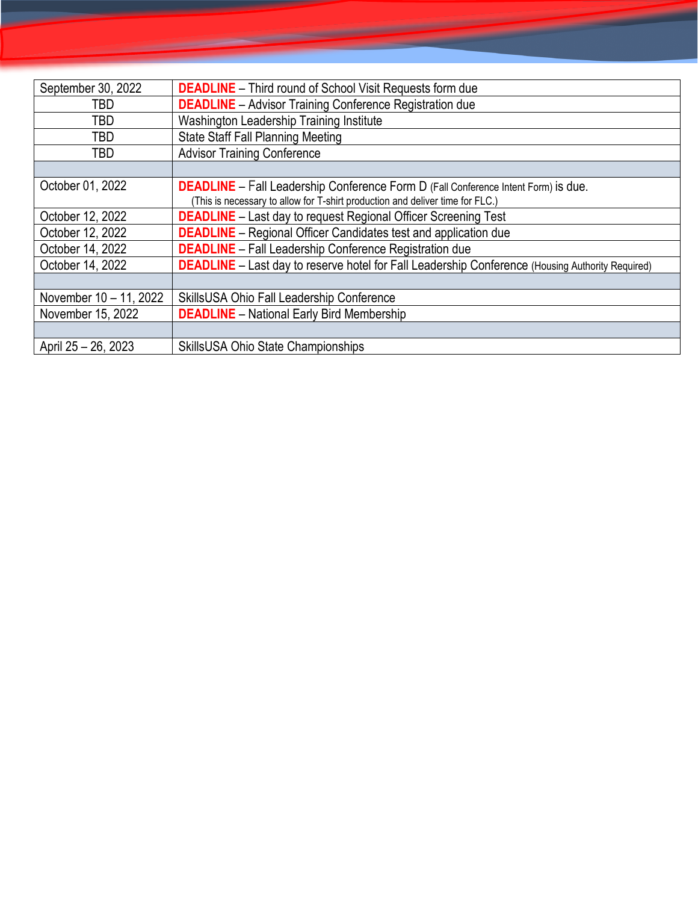| | |
|---|---|
| September 30, 2022 | **DEADLINE** – Third round of School Visit Requests form due |
| TBD | **DEADLINE** – Advisor Training Conference Registration due |
| TBD | Washington Leadership Training Institute |
| TBD | State Staff Fall Planning Meeting |
| TBD | Advisor Training Conference |
| | |
| October 01, 2022 | **DEADLINE** – Fall Leadership Conference Form D (Fall Conference Intent Form) is due. (This is necessary to allow for T-shirt production and deliver time for FLC.) |
| October 12, 2022 | **DEADLINE** – Last day to request Regional Officer Screening Test |
| October 12, 2022 | **DEADLINE** – Regional Officer Candidates test and application due |
| October 14, 2022 | **DEADLINE** – Fall Leadership Conference Registration due |
| October 14, 2022 | **DEADLINE** – Last day to reserve hotel for Fall Leadership Conference (Housing Authority Required) |
| | |
| November 10 – 11, 2022 | SkillsUSA Ohio Fall Leadership Conference |
| November 15, 2022 | **DEADLINE** – National Early Bird Membership |
| | |
| April 25 – 26, 2023 | SkillsUSA Ohio State Championships |